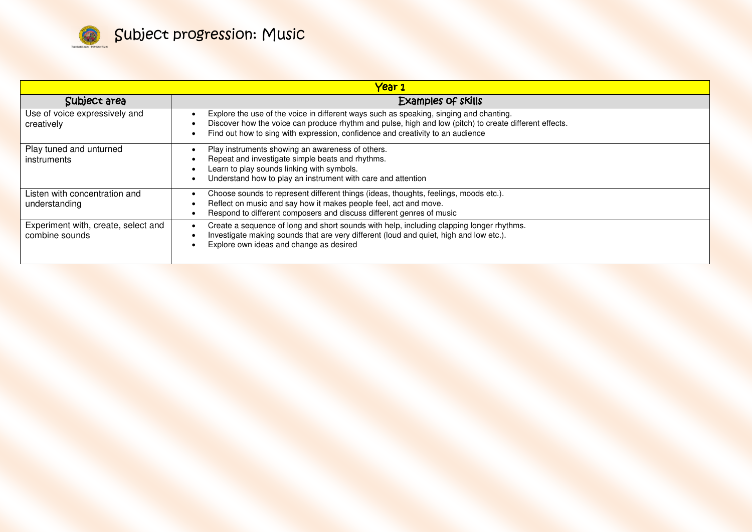# Subject progression: Music

| Year 1 | |
|---|---|
| Subject area | Examples of skills |
| Use of voice expressively and creatively | • Explore the use of the voice in different ways such as speaking, singing and chanting.<br>• Discover how the voice can produce rhythm and pulse, high and low (pitch) to create different effects.<br>• Find out how to sing with expression, confidence and creativity to an audience |
| Play tuned and unturned instruments | • Play instruments showing an awareness of others.<br>• Repeat and investigate simple beats and rhythms.<br>• Learn to play sounds linking with symbols.<br>• Understand how to play an instrument with care and attention |
| Listen with concentration and understanding | • Choose sounds to represent different things (ideas, thoughts, feelings, moods etc.).<br>• Reflect on music and say how it makes people feel, act and move.<br>• Respond to different composers and discuss different genres of music |
| Experiment with, create, select and combine sounds | • Create a sequence of long and short sounds with help, including clapping longer rhythms.<br>• Investigate making sounds that are very different (loud and quiet, high and low etc.).<br>• Explore own ideas and change as desired |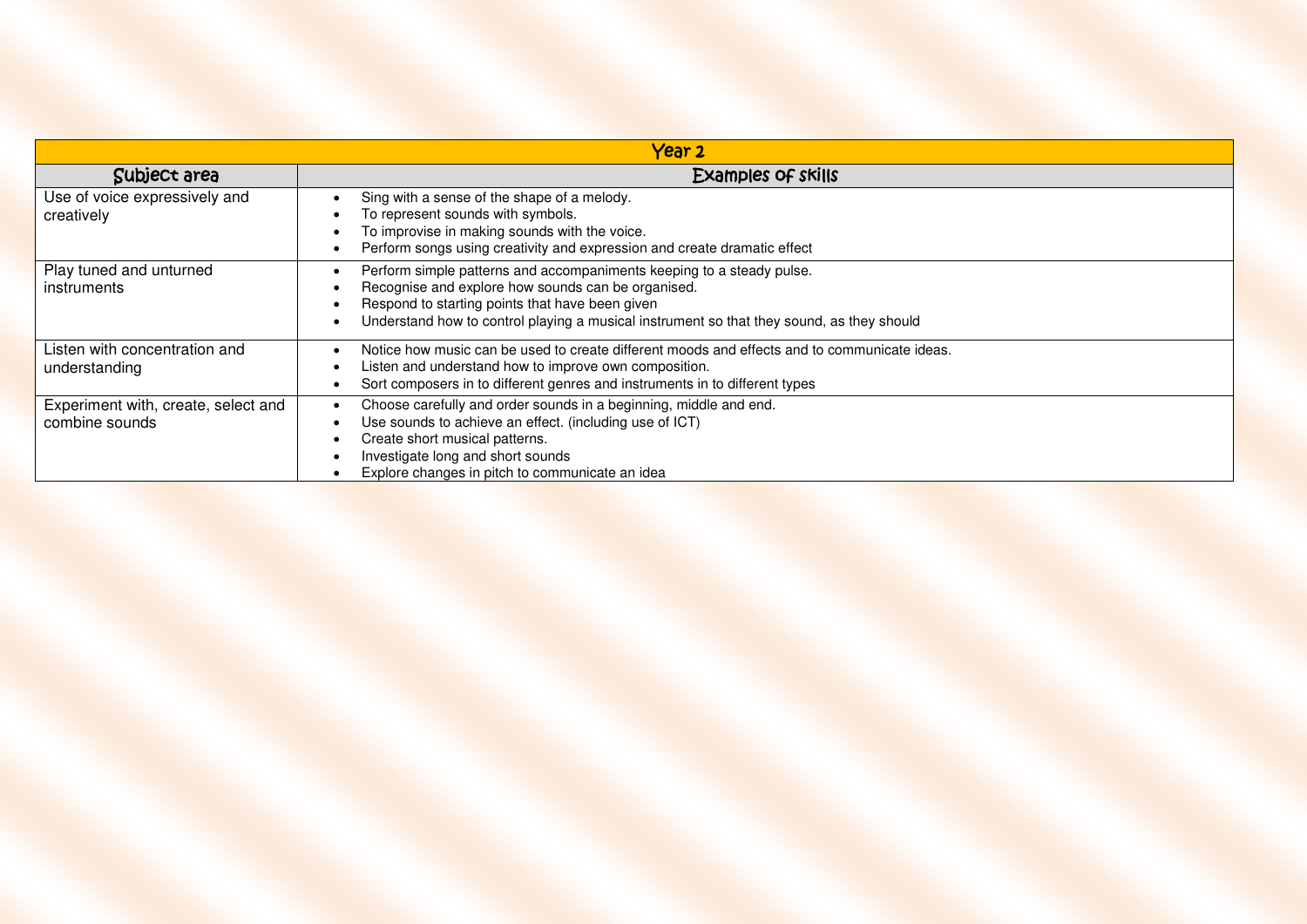| Year 2 | |
|---|---|
| **Subject area** | **Examples of skills** |
| Use of voice expressively and creatively | • Sing with a sense of the shape of a melody.<br>• To represent sounds with symbols.<br>• To improvise in making sounds with the voice.<br>• Perform songs using creativity and expression and create dramatic effect |
| Play tuned and unturned instruments | • Perform simple patterns and accompaniments keeping to a steady pulse.<br>• Recognise and explore how sounds can be organised.<br>• Respond to starting points that have been given<br>• Understand how to control playing a musical instrument so that they sound, as they should |
| Listen with concentration and understanding | • Notice how music can be used to create different moods and effects and to communicate ideas.<br>• Listen and understand how to improve own composition.<br>• Sort composers in to different genres and instruments in to different types |
| Experiment with, create, select and combine sounds | • Choose carefully and order sounds in a beginning, middle and end.<br>• Use sounds to achieve an effect. (including use of ICT)<br>• Create short musical patterns.<br>• Investigate long and short sounds<br>• Explore changes in pitch to communicate an idea |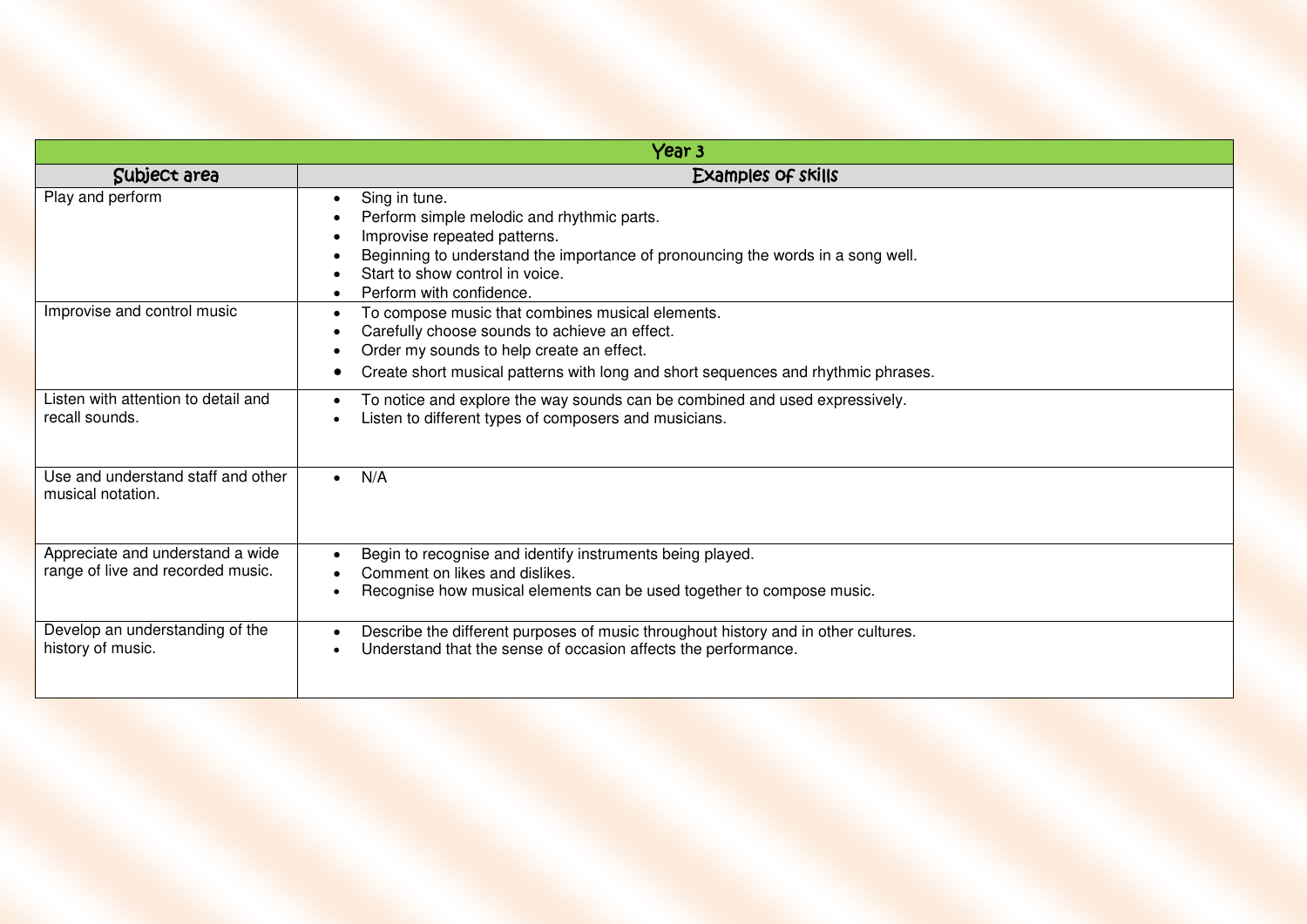| Year 3 | |
|---|---|
| **Subject area** | **Examples of skills** |
| Play and perform | • Sing in tune.<br>• Perform simple melodic and rhythmic parts.<br>• Improvise repeated patterns.<br>• Beginning to understand the importance of pronouncing the words in a song well.<br>• Start to show control in voice.<br>• Perform with confidence. |
| Improvise and control music | • To compose music that combines musical elements.<br>• Carefully choose sounds to achieve an effect.<br>• Order my sounds to help create an effect.<br>• Create short musical patterns with long and short sequences and rhythmic phrases. |
| Listen with attention to detail and recall sounds. | • To notice and explore the way sounds can be combined and used expressively.<br>• Listen to different types of composers and musicians. |
| Use and understand staff and other musical notation. | • N/A |
| Appreciate and understand a wide range of live and recorded music. | • Begin to recognise and identify instruments being played.<br>• Comment on likes and dislikes.<br>• Recognise how musical elements can be used together to compose music. |
| Develop an understanding of the history of music. | • Describe the different purposes of music throughout history and in other cultures.<br>• Understand that the sense of occasion affects the performance. |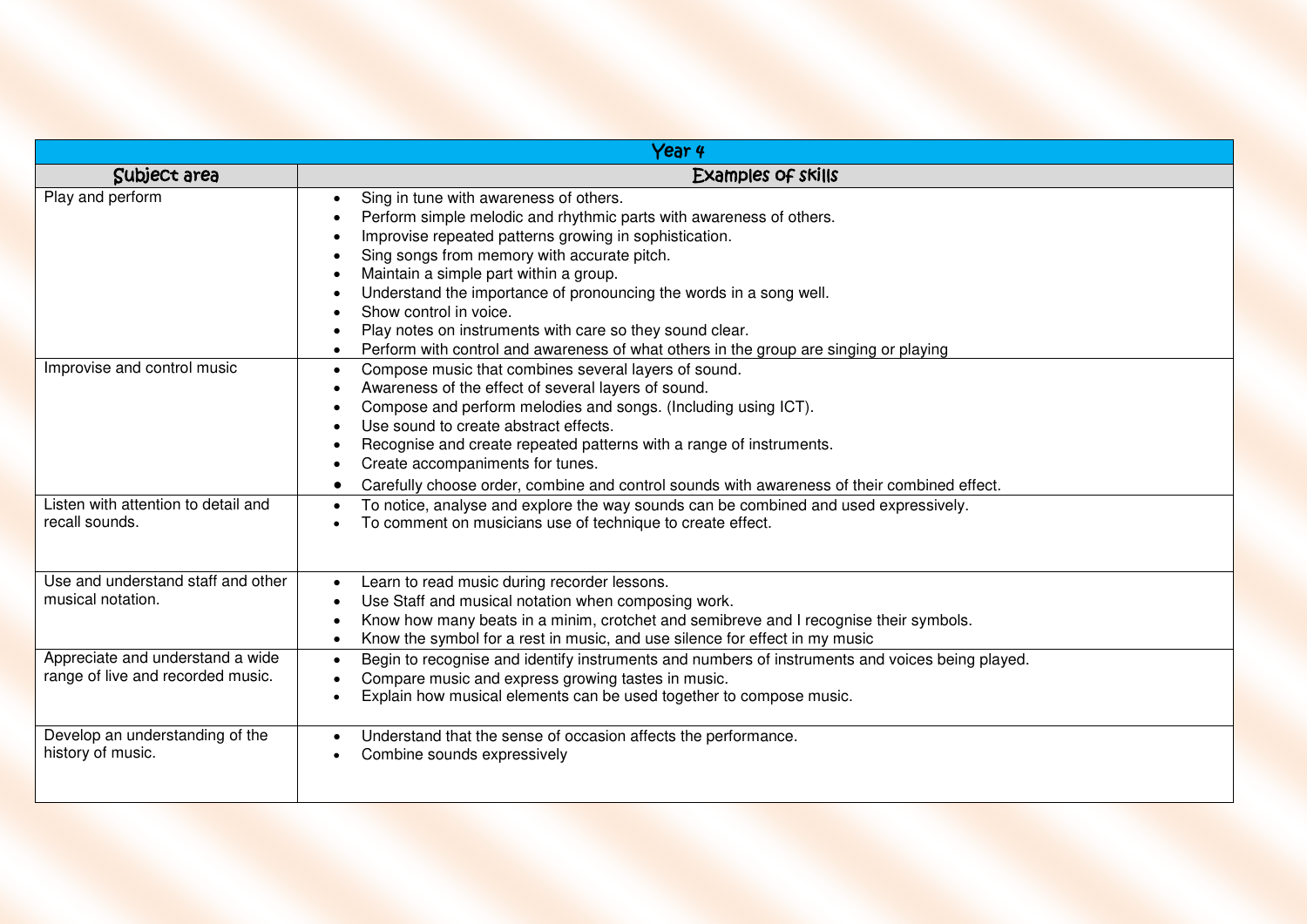| Year 4 | |
|---|---|
| **Subject area** | **Examples of skills** |
| Play and perform | • Sing in tune with awareness of others.<br>• Perform simple melodic and rhythmic parts with awareness of others.<br>• Improvise repeated patterns growing in sophistication.<br>• Sing songs from memory with accurate pitch.<br>• Maintain a simple part within a group.<br>• Understand the importance of pronouncing the words in a song well.<br>• Show control in voice.<br>• Play notes on instruments with care so they sound clear.<br>• Perform with control and awareness of what others in the group are singing or playing |
| Improvise and control music | • Compose music that combines several layers of sound.<br>• Awareness of the effect of several layers of sound.<br>• Compose and perform melodies and songs. (Including using ICT).<br>• Use sound to create abstract effects.<br>• Recognise and create repeated patterns with a range of instruments.<br>• Create accompaniments for tunes.<br>• Carefully choose order, combine and control sounds with awareness of their combined effect. |
| Listen with attention to detail and recall sounds. | • To notice, analyse and explore the way sounds can be combined and used expressively.<br>• To comment on musicians use of technique to create effect. |
| Use and understand staff and other musical notation. | • Learn to read music during recorder lessons.<br>• Use Staff and musical notation when composing work.<br>• Know how many beats in a minim, crotchet and semibreve and I recognise their symbols.<br>• Know the symbol for a rest in music, and use silence for effect in my music |
| Appreciate and understand a wide range of live and recorded music. | • Begin to recognise and identify instruments and numbers of instruments and voices being played.<br>• Compare music and express growing tastes in music.<br>• Explain how musical elements can be used together to compose music. |
| Develop an understanding of the history of music. | • Understand that the sense of occasion affects the performance.<br>• Combine sounds expressively |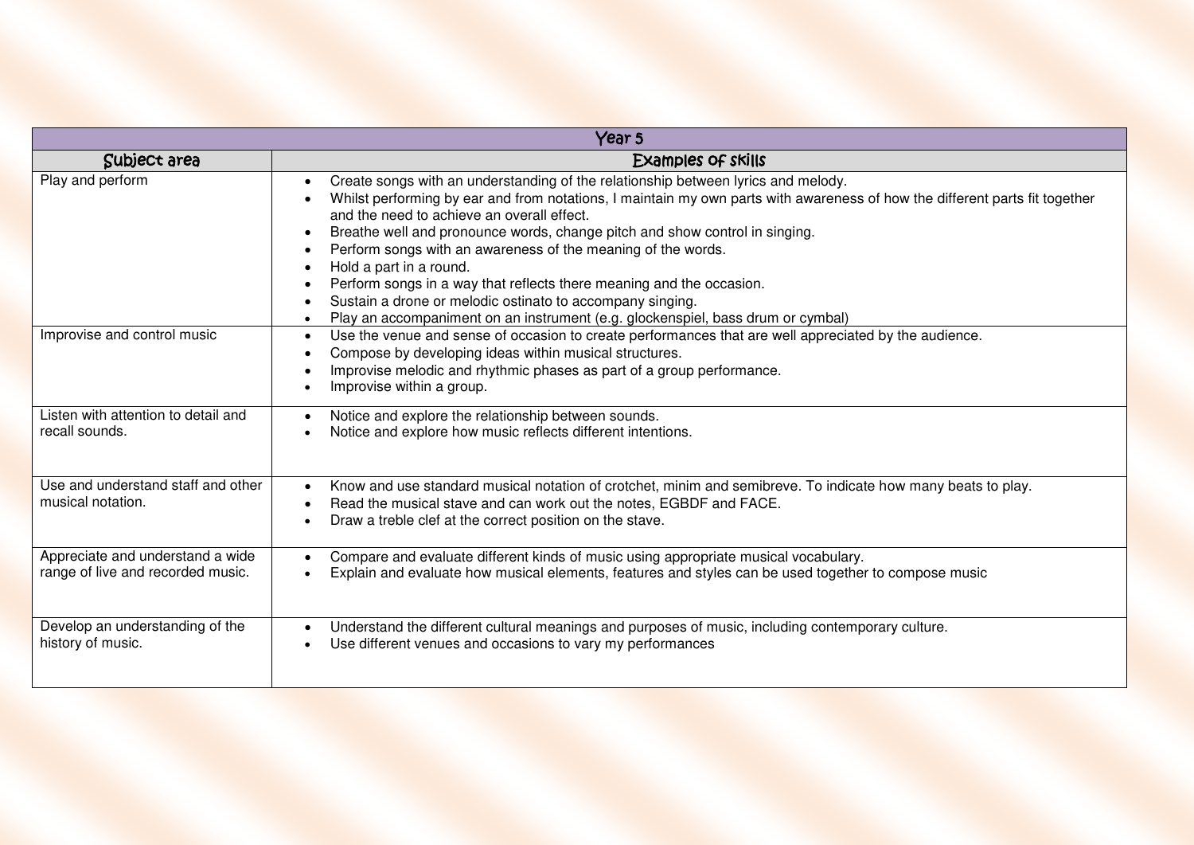| Year 5 | |
|---|---|
| **Subject area** | **Examples of skills** |
| Play and perform | • Create songs with an understanding of the relationship between lyrics and melody.<br>• Whilst performing by ear and from notations, I maintain my own parts with awareness of how the different parts fit together and the need to achieve an overall effect.<br>• Breathe well and pronounce words, change pitch and show control in singing.<br>• Perform songs with an awareness of the meaning of the words.<br>• Hold a part in a round.<br>• Perform songs in a way that reflects there meaning and the occasion.<br>• Sustain a drone or melodic ostinato to accompany singing.<br>• Play an accompaniment on an instrument (e.g. glockenspiel, bass drum or cymbal) |
| Improvise and control music | • Use the venue and sense of occasion to create performances that are well appreciated by the audience.<br>• Compose by developing ideas within musical structures.<br>• Improvise melodic and rhythmic phases as part of a group performance.<br>• Improvise within a group. |
| Listen with attention to detail and recall sounds. | • Notice and explore the relationship between sounds.<br>• Notice and explore how music reflects different intentions. |
| Use and understand staff and other musical notation. | • Know and use standard musical notation of crotchet, minim and semibreve. To indicate how many beats to play.<br>• Read the musical stave and can work out the notes, EGBDF and FACE.<br>• Draw a treble clef at the correct position on the stave. |
| Appreciate and understand a wide range of live and recorded music. | • Compare and evaluate different kinds of music using appropriate musical vocabulary.<br>• Explain and evaluate how musical elements, features and styles can be used together to compose music |
| Develop an understanding of the history of music. | • Understand the different cultural meanings and purposes of music, including contemporary culture.<br>• Use different venues and occasions to vary my performances |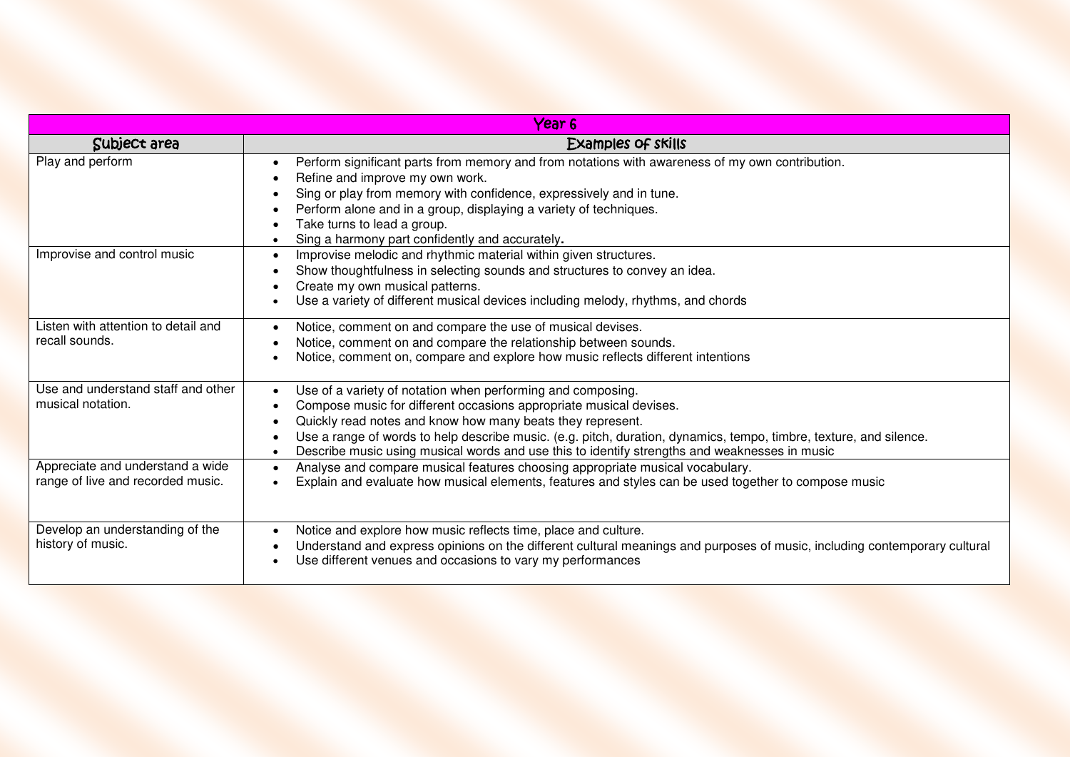| Year 6 | |
|---|---|
| **Subject area** | **Examples of skills** |
| Play and perform | • Perform significant parts from memory and from notations with awareness of my own contribution.<br>• Refine and improve my own work.<br>• Sing or play from memory with confidence, expressively and in tune.<br>• Perform alone and in a group, displaying a variety of techniques.<br>• Take turns to lead a group.<br>• Sing a harmony part confidently and accurately**.** |
| Improvise and control music | • Improvise melodic and rhythmic material within given structures.<br>• Show thoughtfulness in selecting sounds and structures to convey an idea.<br>• Create my own musical patterns.<br>• Use a variety of different musical devices including melody, rhythms, and chords |
| Listen with attention to detail and recall sounds. | • Notice, comment on and compare the use of musical devises.<br>• Notice, comment on and compare the relationship between sounds.<br>• Notice, comment on, compare and explore how music reflects different intentions |
| Use and understand staff and other musical notation. | • Use of a variety of notation when performing and composing.<br>• Compose music for different occasions appropriate musical devises.<br>• Quickly read notes and know how many beats they represent.<br>• Use a range of words to help describe music. (e.g. pitch, duration, dynamics, tempo, timbre, texture, and silence.<br>• Describe music using musical words and use this to identify strengths and weaknesses in music |
| Appreciate and understand a wide range of live and recorded music. | • Analyse and compare musical features choosing appropriate musical vocabulary.<br>• Explain and evaluate how musical elements, features and styles can be used together to compose music |
| Develop an understanding of the history of music. | • Notice and explore how music reflects time, place and culture.<br>• Understand and express opinions on the different cultural meanings and purposes of music, including contemporary cultural<br>• Use different venues and occasions to vary my performances |